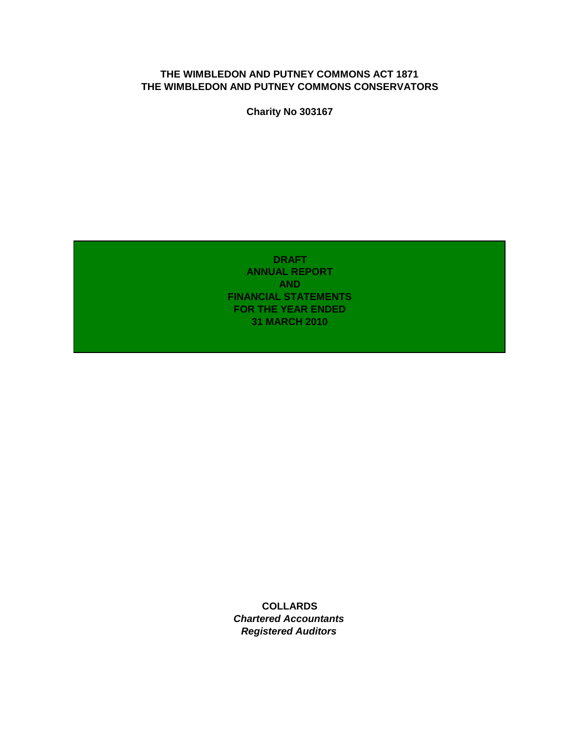**THE WIMBLEDON AND PUTNEY COMMONS ACT 1871**
**THE WIMBLEDON AND PUTNEY COMMONS CONSERVATORS**

**Charity No 303167**

# DRAFT
# ANNUAL REPORT
# AND
# FINANCIAL STATEMENTS
# FOR THE YEAR ENDED
# 31 MARCH 2010

**COLLARDS**
***Chartered Accountants***
***Registered Auditors***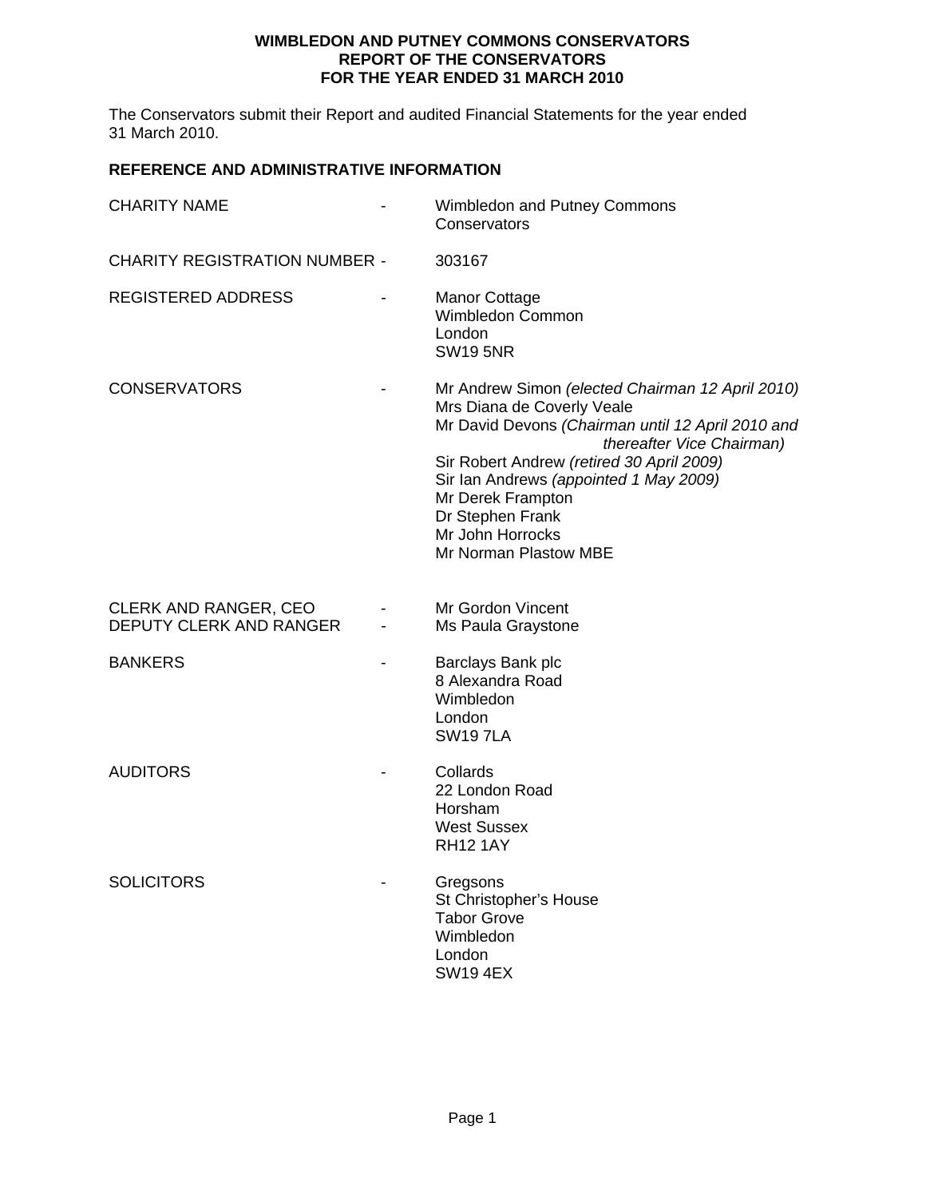**WIMBLEDON AND PUTNEY COMMONS CONSERVATORS**
**REPORT OF THE CONSERVATORS**
**FOR THE YEAR ENDED 31 MARCH 2010**

The Conservators submit their Report and audited Financial Statements for the year ended 31 March 2010.

## REFERENCE AND ADMINISTRATIVE INFORMATION

| | | |
|---|---|---|
| CHARITY NAME | - | Wimbledon and Putney Commons Conservators |
| CHARITY REGISTRATION NUMBER | - | 303167 |
| REGISTERED ADDRESS | - | Manor Cottage<br>Wimbledon Common<br>London<br>SW19 5NR |
| CONSERVATORS | - | Mr Andrew Simon *(elected Chairman 12 April 2010)*<br>Mrs Diana de Coverly Veale<br>Mr David Devons *(Chairman until 12 April 2010 and thereafter Vice Chairman)*<br>Sir Robert Andrew *(retired 30 April 2009)*<br>Sir Ian Andrews *(appointed 1 May 2009)*<br>Mr Derek Frampton<br>Dr Stephen Frank<br>Mr John Horrocks<br>Mr Norman Plastow MBE |
| CLERK AND RANGER, CEO | - | Mr Gordon Vincent |
| DEPUTY CLERK AND RANGER | - | Ms Paula Graystone |
| BANKERS | - | Barclays Bank plc<br>8 Alexandra Road<br>Wimbledon<br>London<br>SW19 7LA |
| AUDITORS | - | Collards<br>22 London Road<br>Horsham<br>West Sussex<br>RH12 1AY |
| SOLICITORS | - | Gregsons<br>St Christopher's House<br>Tabor Grove<br>Wimbledon<br>London<br>SW19 4EX |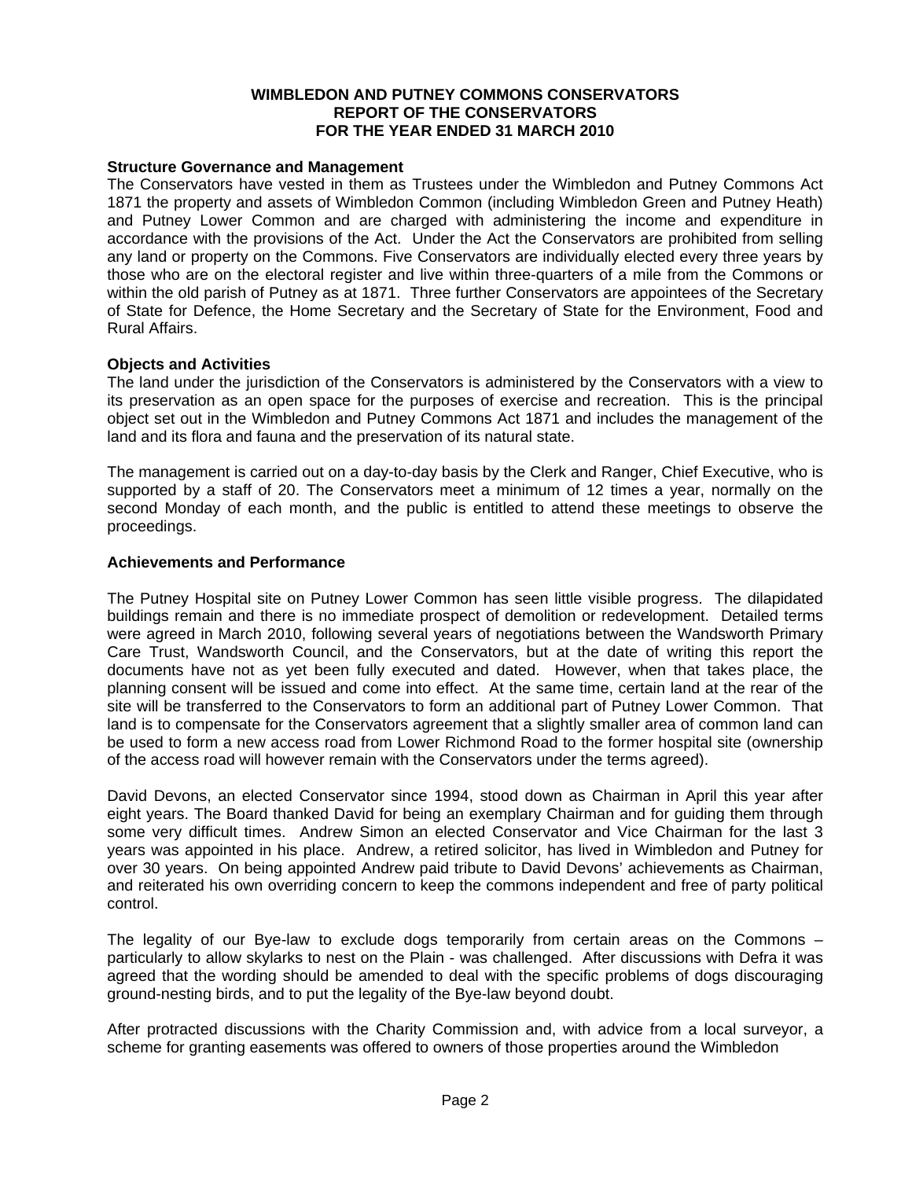# WIMBLEDON AND PUTNEY COMMONS CONSERVATORS
# REPORT OF THE CONSERVATORS
# FOR THE YEAR ENDED 31 MARCH 2010

**Structure Governance and Management**

The Conservators have vested in them as Trustees under the Wimbledon and Putney Commons Act 1871 the property and assets of Wimbledon Common (including Wimbledon Green and Putney Heath) and Putney Lower Common and are charged with administering the income and expenditure in accordance with the provisions of the Act. Under the Act the Conservators are prohibited from selling any land or property on the Commons. Five Conservators are individually elected every three years by those who are on the electoral register and live within three-quarters of a mile from the Commons or within the old parish of Putney as at 1871. Three further Conservators are appointees of the Secretary of State for Defence, the Home Secretary and the Secretary of State for the Environment, Food and Rural Affairs.

**Objects and Activities**

The land under the jurisdiction of the Conservators is administered by the Conservators with a view to its preservation as an open space for the purposes of exercise and recreation. This is the principal object set out in the Wimbledon and Putney Commons Act 1871 and includes the management of the land and its flora and fauna and the preservation of its natural state.

The management is carried out on a day-to-day basis by the Clerk and Ranger, Chief Executive, who is supported by a staff of 20. The Conservators meet a minimum of 12 times a year, normally on the second Monday of each month, and the public is entitled to attend these meetings to observe the proceedings.

**Achievements and Performance**

The Putney Hospital site on Putney Lower Common has seen little visible progress. The dilapidated buildings remain and there is no immediate prospect of demolition or redevelopment. Detailed terms were agreed in March 2010, following several years of negotiations between the Wandsworth Primary Care Trust, Wandsworth Council, and the Conservators, but at the date of writing this report the documents have not as yet been fully executed and dated. However, when that takes place, the planning consent will be issued and come into effect. At the same time, certain land at the rear of the site will be transferred to the Conservators to form an additional part of Putney Lower Common. That land is to compensate for the Conservators agreement that a slightly smaller area of common land can be used to form a new access road from Lower Richmond Road to the former hospital site (ownership of the access road will however remain with the Conservators under the terms agreed).

David Devons, an elected Conservator since 1994, stood down as Chairman in April this year after eight years. The Board thanked David for being an exemplary Chairman and for guiding them through some very difficult times. Andrew Simon an elected Conservator and Vice Chairman for the last 3 years was appointed in his place. Andrew, a retired solicitor, has lived in Wimbledon and Putney for over 30 years. On being appointed Andrew paid tribute to David Devons' achievements as Chairman, and reiterated his own overriding concern to keep the commons independent and free of party political control.

The legality of our Bye-law to exclude dogs temporarily from certain areas on the Commons – particularly to allow skylarks to nest on the Plain - was challenged. After discussions with Defra it was agreed that the wording should be amended to deal with the specific problems of dogs discouraging ground-nesting birds, and to put the legality of the Bye-law beyond doubt.

After protracted discussions with the Charity Commission and, with advice from a local surveyor, a scheme for granting easements was offered to owners of those properties around the Wimbledon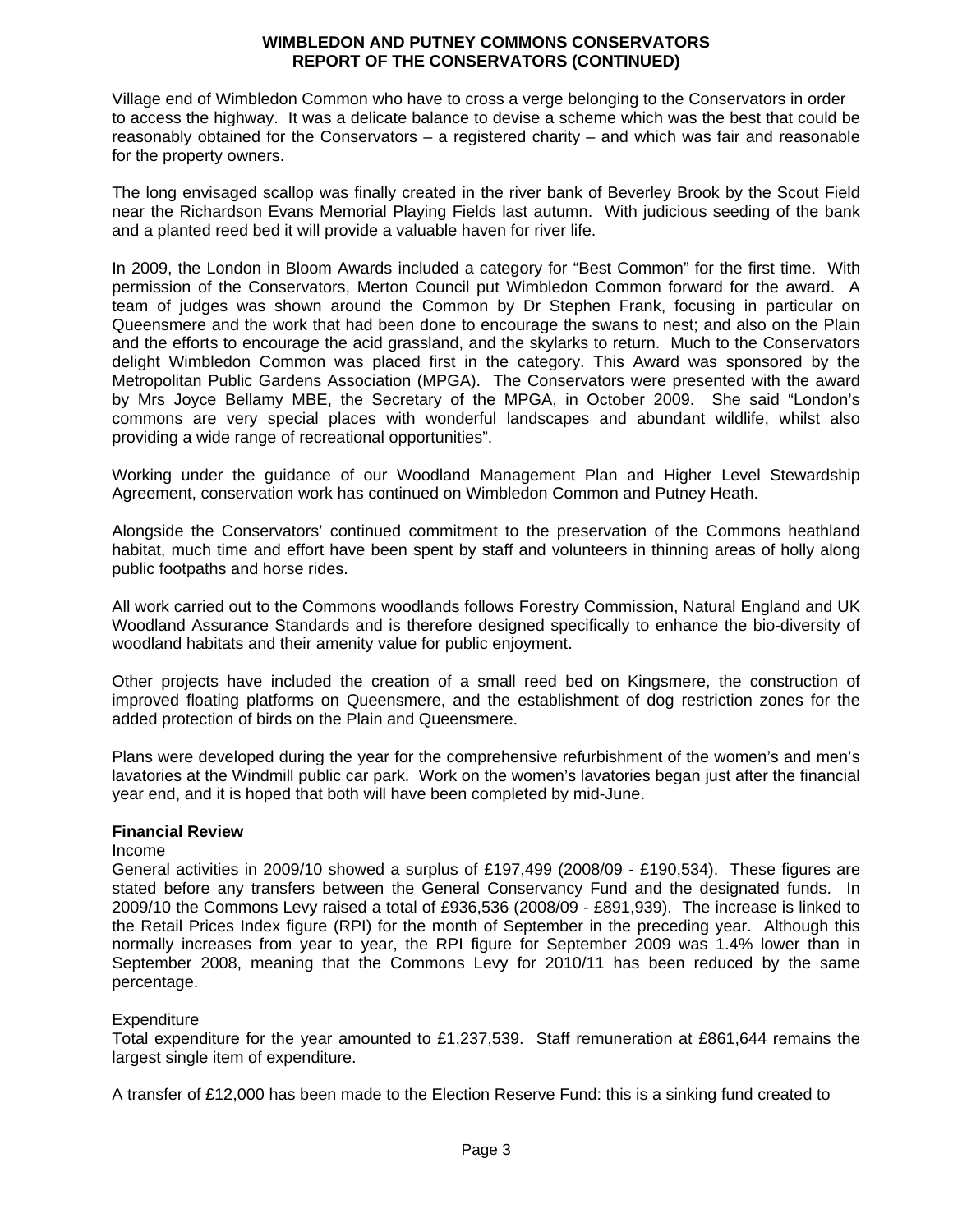Village end of Wimbledon Common who have to cross a verge belonging to the Conservators in order to access the highway. It was a delicate balance to devise a scheme which was the best that could be reasonably obtained for the Conservators – a registered charity – and which was fair and reasonable for the property owners.

The long envisaged scallop was finally created in the river bank of Beverley Brook by the Scout Field near the Richardson Evans Memorial Playing Fields last autumn. With judicious seeding of the bank and a planted reed bed it will provide a valuable haven for river life.

In 2009, the London in Bloom Awards included a category for "Best Common" for the first time. With permission of the Conservators, Merton Council put Wimbledon Common forward for the award. A team of judges was shown around the Common by Dr Stephen Frank, focusing in particular on Queensmere and the work that had been done to encourage the swans to nest; and also on the Plain and the efforts to encourage the acid grassland, and the skylarks to return. Much to the Conservators delight Wimbledon Common was placed first in the category. This Award was sponsored by the Metropolitan Public Gardens Association (MPGA). The Conservators were presented with the award by Mrs Joyce Bellamy MBE, the Secretary of the MPGA, in October 2009. She said "London's commons are very special places with wonderful landscapes and abundant wildlife, whilst also providing a wide range of recreational opportunities".

Working under the guidance of our Woodland Management Plan and Higher Level Stewardship Agreement, conservation work has continued on Wimbledon Common and Putney Heath.

Alongside the Conservators' continued commitment to the preservation of the Commons heathland habitat, much time and effort have been spent by staff and volunteers in thinning areas of holly along public footpaths and horse rides.

All work carried out to the Commons woodlands follows Forestry Commission, Natural England and UK Woodland Assurance Standards and is therefore designed specifically to enhance the bio-diversity of woodland habitats and their amenity value for public enjoyment.

Other projects have included the creation of a small reed bed on Kingsmere, the construction of improved floating platforms on Queensmere, and the establishment of dog restriction zones for the added protection of birds on the Plain and Queensmere.

Plans were developed during the year for the comprehensive refurbishment of the women's and men's lavatories at the Windmill public car park. Work on the women's lavatories began just after the financial year end, and it is hoped that both will have been completed by mid-June.

**Financial Review**

Income

General activities in 2009/10 showed a surplus of £197,499 (2008/09 - £190,534). These figures are stated before any transfers between the General Conservancy Fund and the designated funds. In 2009/10 the Commons Levy raised a total of £936,536 (2008/09 - £891,939). The increase is linked to the Retail Prices Index figure (RPI) for the month of September in the preceding year. Although this normally increases from year to year, the RPI figure for September 2009 was 1.4% lower than in September 2008, meaning that the Commons Levy for 2010/11 has been reduced by the same percentage.

Expenditure

Total expenditure for the year amounted to £1,237,539. Staff remuneration at £861,644 remains the largest single item of expenditure.

A transfer of £12,000 has been made to the Election Reserve Fund: this is a sinking fund created to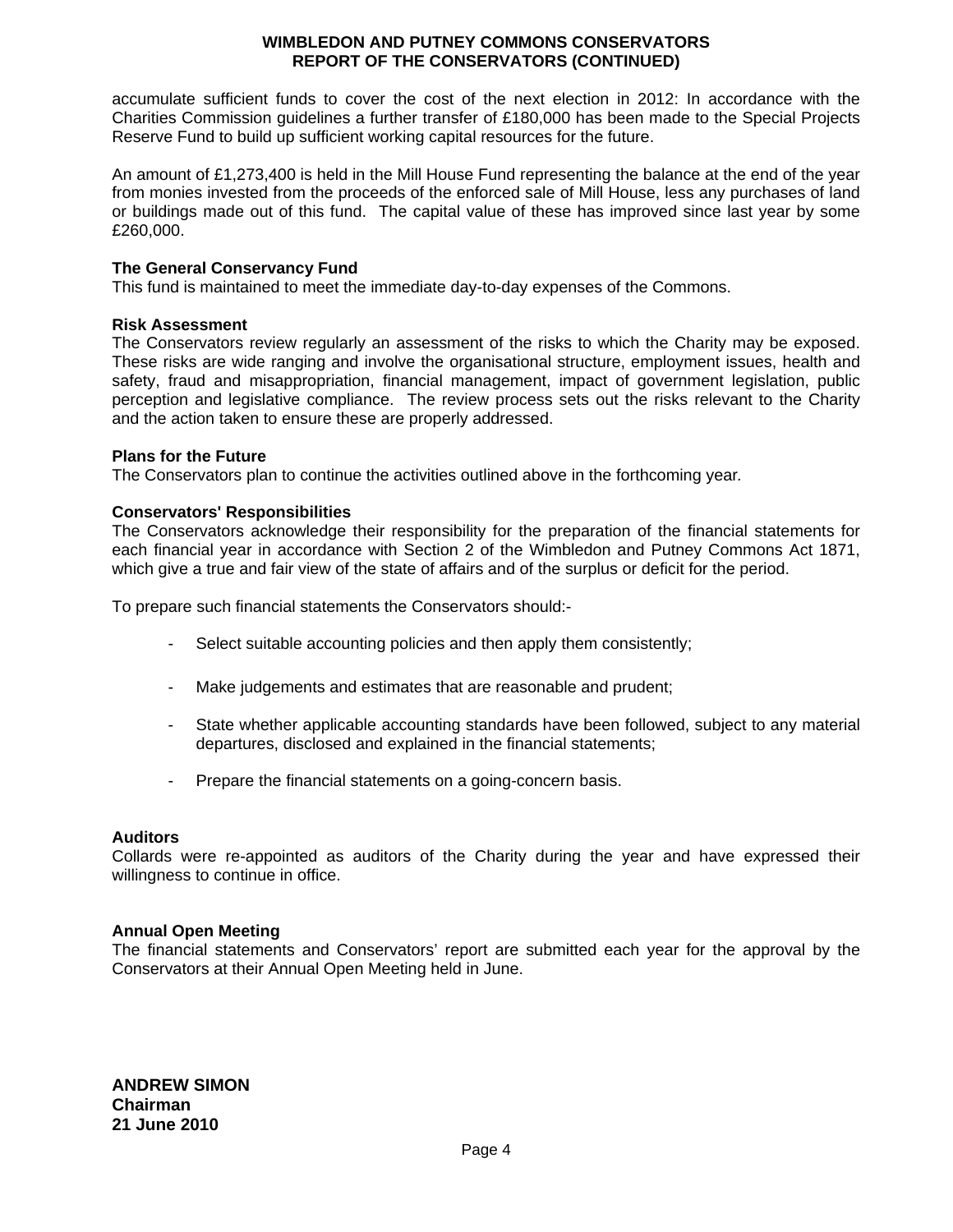accumulate sufficient funds to cover the cost of the next election in 2012: In accordance with the Charities Commission guidelines a further transfer of £180,000 has been made to the Special Projects Reserve Fund to build up sufficient working capital resources for the future.

An amount of £1,273,400 is held in the Mill House Fund representing the balance at the end of the year from monies invested from the proceeds of the enforced sale of Mill House, less any purchases of land or buildings made out of this fund. The capital value of these has improved since last year by some £260,000.

**The General Conservancy Fund**

This fund is maintained to meet the immediate day-to-day expenses of the Commons.

**Risk Assessment**

The Conservators review regularly an assessment of the risks to which the Charity may be exposed. These risks are wide ranging and involve the organisational structure, employment issues, health and safety, fraud and misappropriation, financial management, impact of government legislation, public perception and legislative compliance. The review process sets out the risks relevant to the Charity and the action taken to ensure these are properly addressed.

**Plans for the Future**

The Conservators plan to continue the activities outlined above in the forthcoming year.

**Conservators' Responsibilities**

The Conservators acknowledge their responsibility for the preparation of the financial statements for each financial year in accordance with Section 2 of the Wimbledon and Putney Commons Act 1871, which give a true and fair view of the state of affairs and of the surplus or deficit for the period.

To prepare such financial statements the Conservators should:-

- Select suitable accounting policies and then apply them consistently;
- Make judgements and estimates that are reasonable and prudent;
- State whether applicable accounting standards have been followed, subject to any material departures, disclosed and explained in the financial statements;
- Prepare the financial statements on a going-concern basis.

**Auditors**

Collards were re-appointed as auditors of the Charity during the year and have expressed their willingness to continue in office.

**Annual Open Meeting**

The financial statements and Conservators' report are submitted each year for the approval by the Conservators at their Annual Open Meeting held in June.

**ANDREW SIMON**
**Chairman**
**21 June 2010**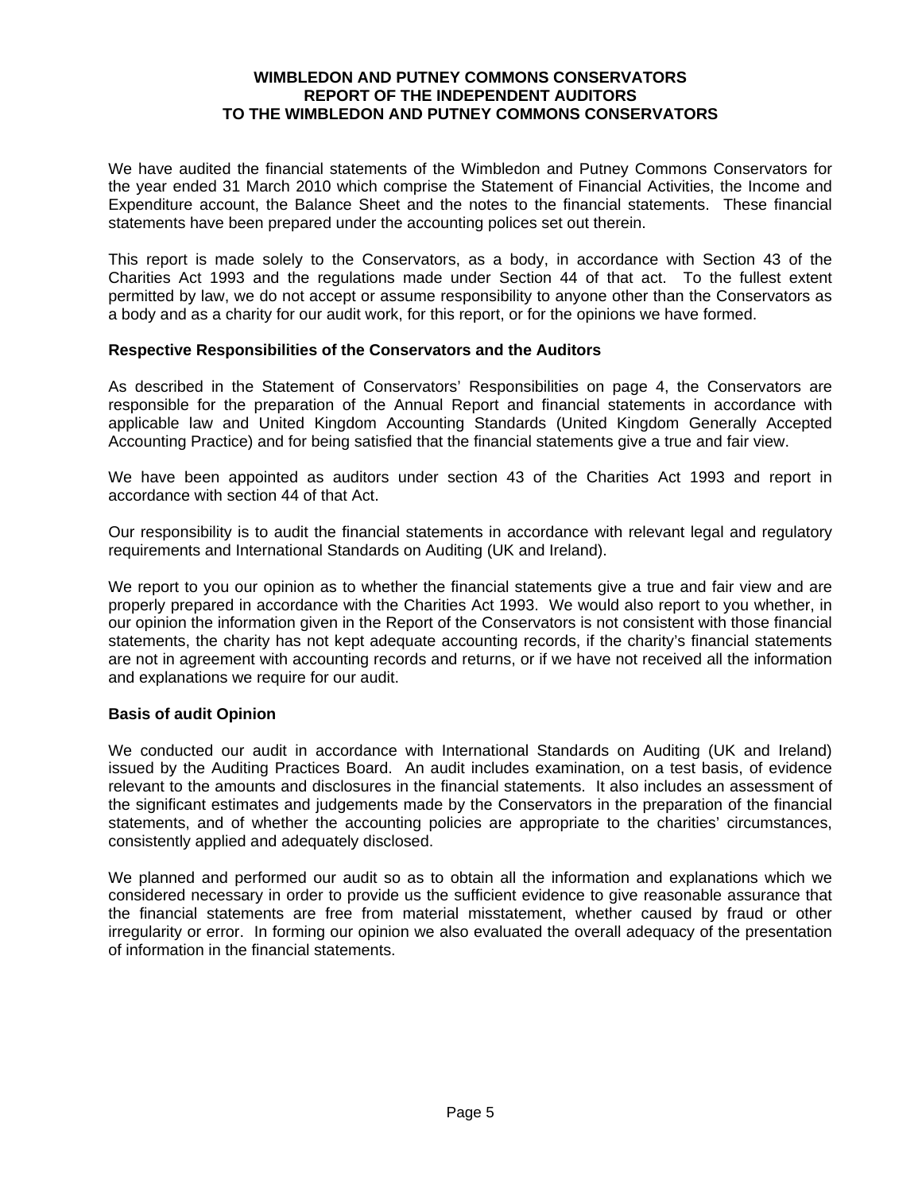# WIMBLEDON AND PUTNEY COMMONS CONSERVATORS
## REPORT OF THE INDEPENDENT AUDITORS
## TO THE WIMBLEDON AND PUTNEY COMMONS CONSERVATORS

We have audited the financial statements of the Wimbledon and Putney Commons Conservators for the year ended 31 March 2010 which comprise the Statement of Financial Activities, the Income and Expenditure account, the Balance Sheet and the notes to the financial statements. These financial statements have been prepared under the accounting polices set out therein.

This report is made solely to the Conservators, as a body, in accordance with Section 43 of the Charities Act 1993 and the regulations made under Section 44 of that act. To the fullest extent permitted by law, we do not accept or assume responsibility to anyone other than the Conservators as a body and as a charity for our audit work, for this report, or for the opinions we have formed.

**Respective Responsibilities of the Conservators and the Auditors**

As described in the Statement of Conservators' Responsibilities on page 4, the Conservators are responsible for the preparation of the Annual Report and financial statements in accordance with applicable law and United Kingdom Accounting Standards (United Kingdom Generally Accepted Accounting Practice) and for being satisfied that the financial statements give a true and fair view.

We have been appointed as auditors under section 43 of the Charities Act 1993 and report in accordance with section 44 of that Act.

Our responsibility is to audit the financial statements in accordance with relevant legal and regulatory requirements and International Standards on Auditing (UK and Ireland).

We report to you our opinion as to whether the financial statements give a true and fair view and are properly prepared in accordance with the Charities Act 1993. We would also report to you whether, in our opinion the information given in the Report of the Conservators is not consistent with those financial statements, the charity has not kept adequate accounting records, if the charity's financial statements are not in agreement with accounting records and returns, or if we have not received all the information and explanations we require for our audit.

**Basis of audit Opinion**

We conducted our audit in accordance with International Standards on Auditing (UK and Ireland) issued by the Auditing Practices Board. An audit includes examination, on a test basis, of evidence relevant to the amounts and disclosures in the financial statements. It also includes an assessment of the significant estimates and judgements made by the Conservators in the preparation of the financial statements, and of whether the accounting policies are appropriate to the charities' circumstances, consistently applied and adequately disclosed.

We planned and performed our audit so as to obtain all the information and explanations which we considered necessary in order to provide us the sufficient evidence to give reasonable assurance that the financial statements are free from material misstatement, whether caused by fraud or other irregularity or error. In forming our opinion we also evaluated the overall adequacy of the presentation of information in the financial statements.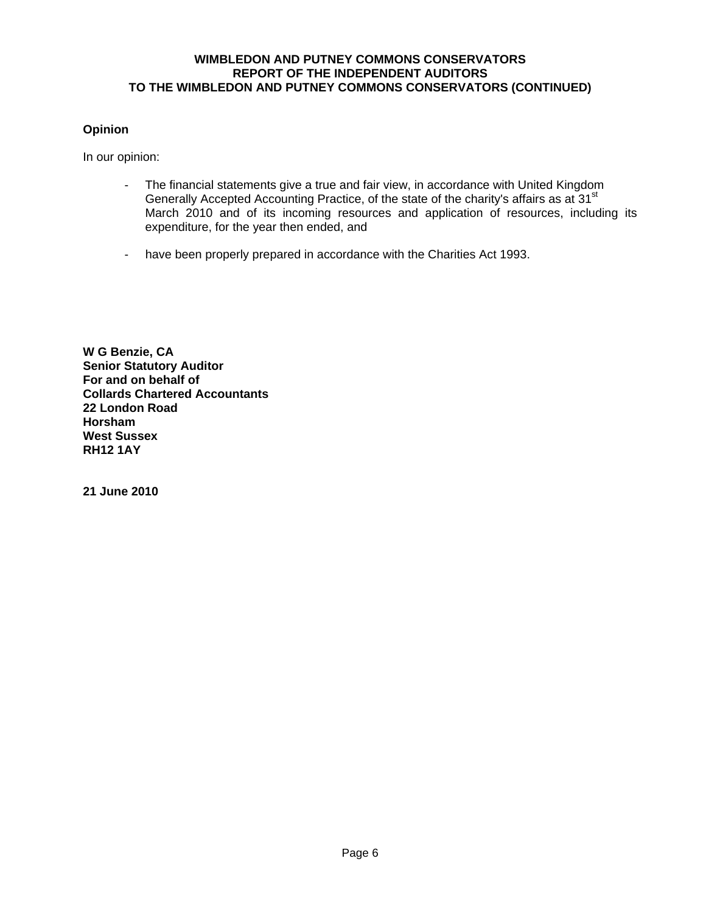# WIMBLEDON AND PUTNEY COMMONS CONSERVATORS
## REPORT OF THE INDEPENDENT AUDITORS
## TO THE WIMBLEDON AND PUTNEY COMMONS CONSERVATORS (CONTINUED)

**Opinion**

In our opinion:

- The financial statements give a true and fair view, in accordance with United Kingdom Generally Accepted Accounting Practice, of the state of the charity's affairs as at 31st March 2010 and of its incoming resources and application of resources, including its expenditure, for the year then ended, and

- have been properly prepared in accordance with the Charities Act 1993.

**W G Benzie, CA**
**Senior Statutory Auditor**
**For and on behalf of**
**Collards Chartered Accountants**
**22 London Road**
**Horsham**
**West Sussex**
**RH12 1AY**

**21 June 2010**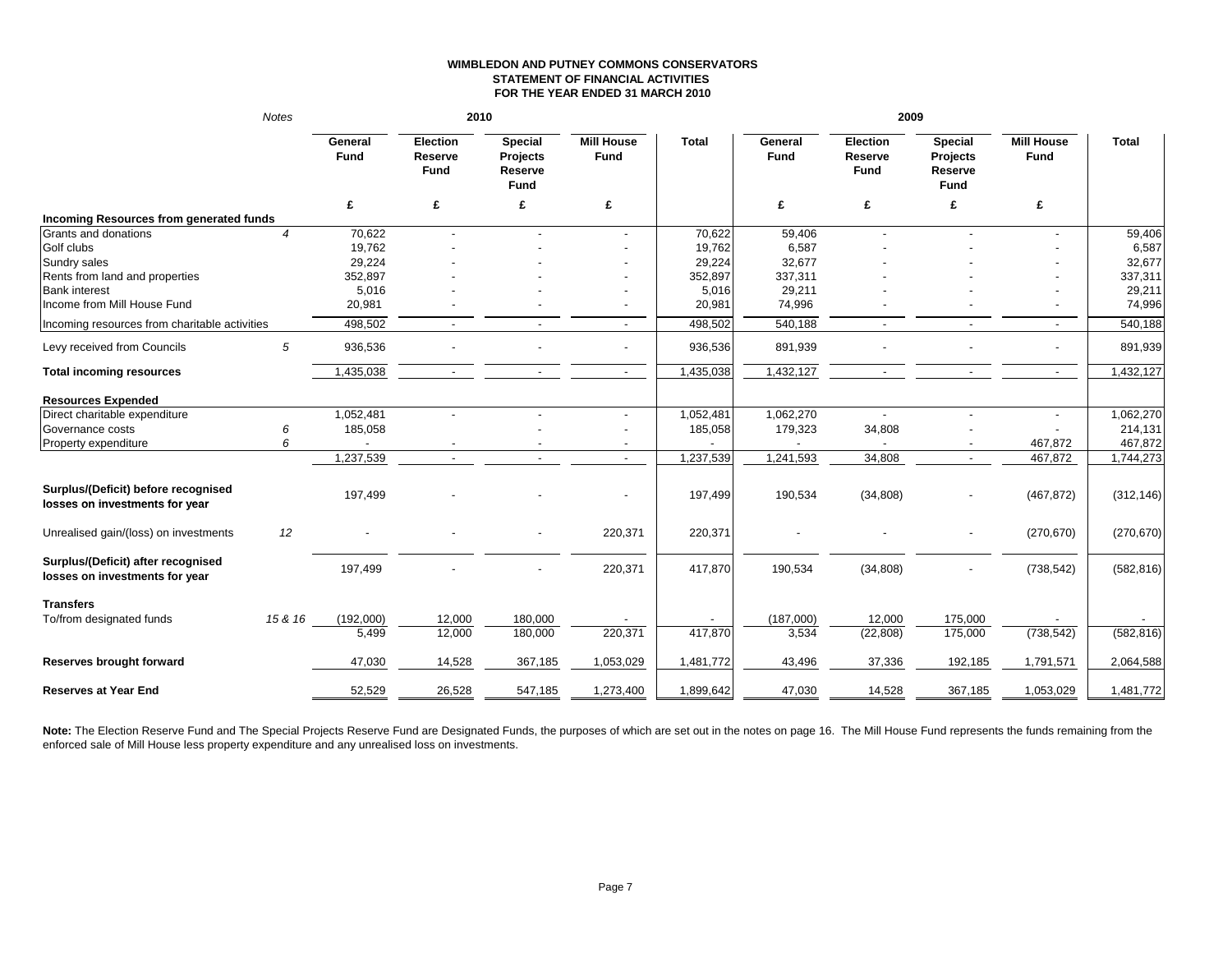**WIMBLEDON AND PUTNEY COMMONS CONSERVATORS**
**STATEMENT OF FINANCIAL ACTIVITIES**
**FOR THE YEAR ENDED 31 MARCH 2010**

| | *Notes* | 2010 | | | | | 2009 | | | | |
|---|---|---|---|---|---|---|---|---|---|---|---|
| | | **General Fund** | **Election Reserve Fund** | **Special Projects Reserve Fund** | **Mill House Fund** | **Total** | **General Fund** | **Election Reserve Fund** | **Special Projects Reserve Fund** | **Mill House Fund** | **Total** |
| | | **£** | **£** | **£** | **£** | | **£** | **£** | **£** | **£** | |
| **Incoming Resources from generated funds** | | | | | | | | | | | |
| Grants and donations | *4* | 70,622 | - | - | - | 70,622 | 59,406 | - | - | - | 59,406 |
| Golf clubs | | 19,762 | - | - | - | 19,762 | 6,587 | - | - | - | 6,587 |
| Sundry sales | | 29,224 | - | - | - | 29,224 | 32,677 | - | - | - | 32,677 |
| Rents from land and properties | | 352,897 | - | - | - | 352,897 | 337,311 | - | - | - | 337,311 |
| Bank interest | | 5,016 | - | - | - | 5,016 | 29,211 | - | - | - | 29,211 |
| Income from Mill House Fund | | 20,981 | - | - | - | 20,981 | 74,996 | - | - | - | 74,996 |
| Incoming resources from charitable activities | | 498,502 | - | - | - | 498,502 | 540,188 | - | - | - | 540,188 |
| Levy received from Councils | *5* | 936,536 | - | - | - | 936,536 | 891,939 | - | - | - | 891,939 |
| **Total incoming resources** | | 1,435,038 | - | - | - | 1,435,038 | 1,432,127 | - | - | - | 1,432,127 |
| **Resources Expended** | | | | | | | | | | | |
| Direct charitable expenditure | | 1,052,481 | - | - | - | 1,052,481 | 1,062,270 | - | - | - | 1,062,270 |
| Governance costs | *6* | 185,058 | | - | - | 185,058 | 179,323 | 34,808 | - | | 214,131 |
| Property expenditure | *6* | - | - | - | - | - | - | - | - | 467,872 | 467,872 |
| | | 1,237,539 | - | - | - | 1,237,539 | 1,241,593 | 34,808 | - | 467,872 | 1,744,273 |
| **Surplus/(Deficit) before recognised losses on investments for year** | | 197,499 | - | - | - | 197,499 | 190,534 | (34,808) | - | (467,872) | (312,146) |
| Unrealised gain/(loss) on investments | *12* | - | - | - | 220,371 | 220,371 | - | - | - | (270,670) | (270,670) |
| **Surplus/(Deficit) after recognised losses on investments for year** | | 197,499 | - | - | 220,371 | 417,870 | 190,534 | (34,808) | - | (738,542) | (582,816) |
| **Transfers** | | | | | | | | | | | |
| To/from designated funds | *15 & 16* | (192,000) | 12,000 | 180,000 | - | - | (187,000) | 12,000 | 175,000 | - | - |
| | | 5,499 | 12,000 | 180,000 | 220,371 | 417,870 | 3,534 | (22,808) | 175,000 | (738,542) | (582,816) |
| **Reserves brought forward** | | 47,030 | 14,528 | 367,185 | 1,053,029 | 1,481,772 | 43,496 | 37,336 | 192,185 | 1,791,571 | 2,064,588 |
| **Reserves at Year End** | | 52,529 | 26,528 | 547,185 | 1,273,400 | 1,899,642 | 47,030 | 14,528 | 367,185 | 1,053,029 | 1,481,772 |

**Note:** The Election Reserve Fund and The Special Projects Reserve Fund are Designated Funds, the purposes of which are set out in the notes on page 16. The Mill House Fund represents the funds remaining from the enforced sale of Mill House less property expenditure and any unrealised loss on investments.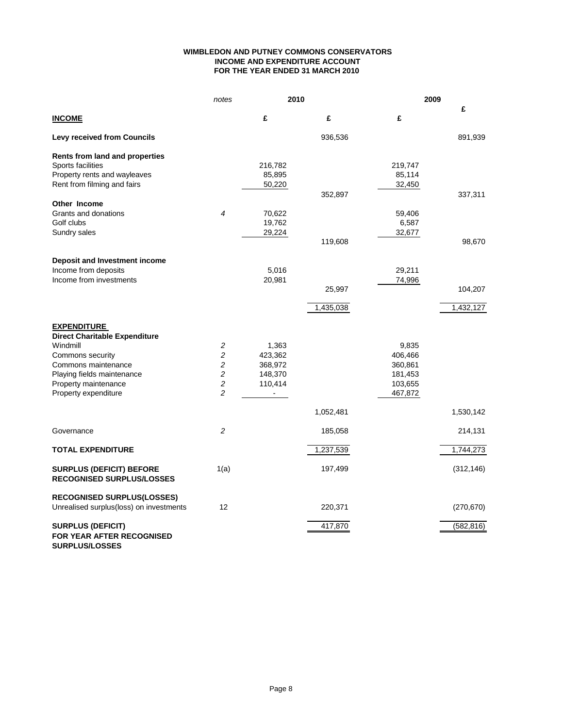# WIMBLEDON AND PUTNEY COMMONS CONSERVATORS
## INCOME AND EXPENDITURE ACCOUNT
## FOR THE YEAR ENDED 31 MARCH 2010

| | notes | 2010 | | 2009 | |
|---|---|---|---|---|---|
| **INCOME** | | £ | £ | £ | £ |
| **Levy received from Councils** | | | 936,536 | | 891,939 |
| **Rents from land and properties** | | | | | |
| Sports facilities | | 216,782 | | 219,747 | |
| Property rents and wayleaves | | 85,895 | | 85,114 | |
| Rent from filming and fairs | | 50,220 | | 32,450 | |
| | | | 352,897 | | 337,311 |
| **Other Income** | | | | | |
| Grants and donations | *4* | 70,622 | | 59,406 | |
| Golf clubs | | 19,762 | | 6,587 | |
| Sundry sales | | 29,224 | | 32,677 | |
| | | | 119,608 | | 98,670 |
| **Deposit and Investment income** | | | | | |
| Income from deposits | | 5,016 | | 29,211 | |
| Income from investments | | 20,981 | | 74,996 | |
| | | | 25,997 | | 104,207 |
| | | | 1,435,038 | | 1,432,127 |
| **EXPENDITURE** | | | | | |
| **Direct Charitable Expenditure** | | | | | |
| Windmill | *2* | 1,363 | | 9,835 | |
| Commons security | *2* | 423,362 | | 406,466 | |
| Commons maintenance | *2* | 368,972 | | 360,861 | |
| Playing fields maintenance | *2* | 148,370 | | 181,453 | |
| Property maintenance | *2* | 110,414 | | 103,655 | |
| Property expenditure | *2* | - | | 467,872 | |
| | | | 1,052,481 | | 1,530,142 |
| Governance | *2* | | 185,058 | | 214,131 |
| **TOTAL EXPENDITURE** | | | 1,237,539 | | 1,744,273 |
| **SURPLUS (DEFICIT) BEFORE RECOGNISED SURPLUS/LOSSES** | 1(a) | | 197,499 | | (312,146) |
| **RECOGNISED SURPLUS(LOSSES)** | | | | | |
| Unrealised surplus(loss) on investments | 12 | | 220,371 | | (270,670) |
| **SURPLUS (DEFICIT) FOR YEAR AFTER RECOGNISED SURPLUS/LOSSES** | | | 417,870 | | (582,816) |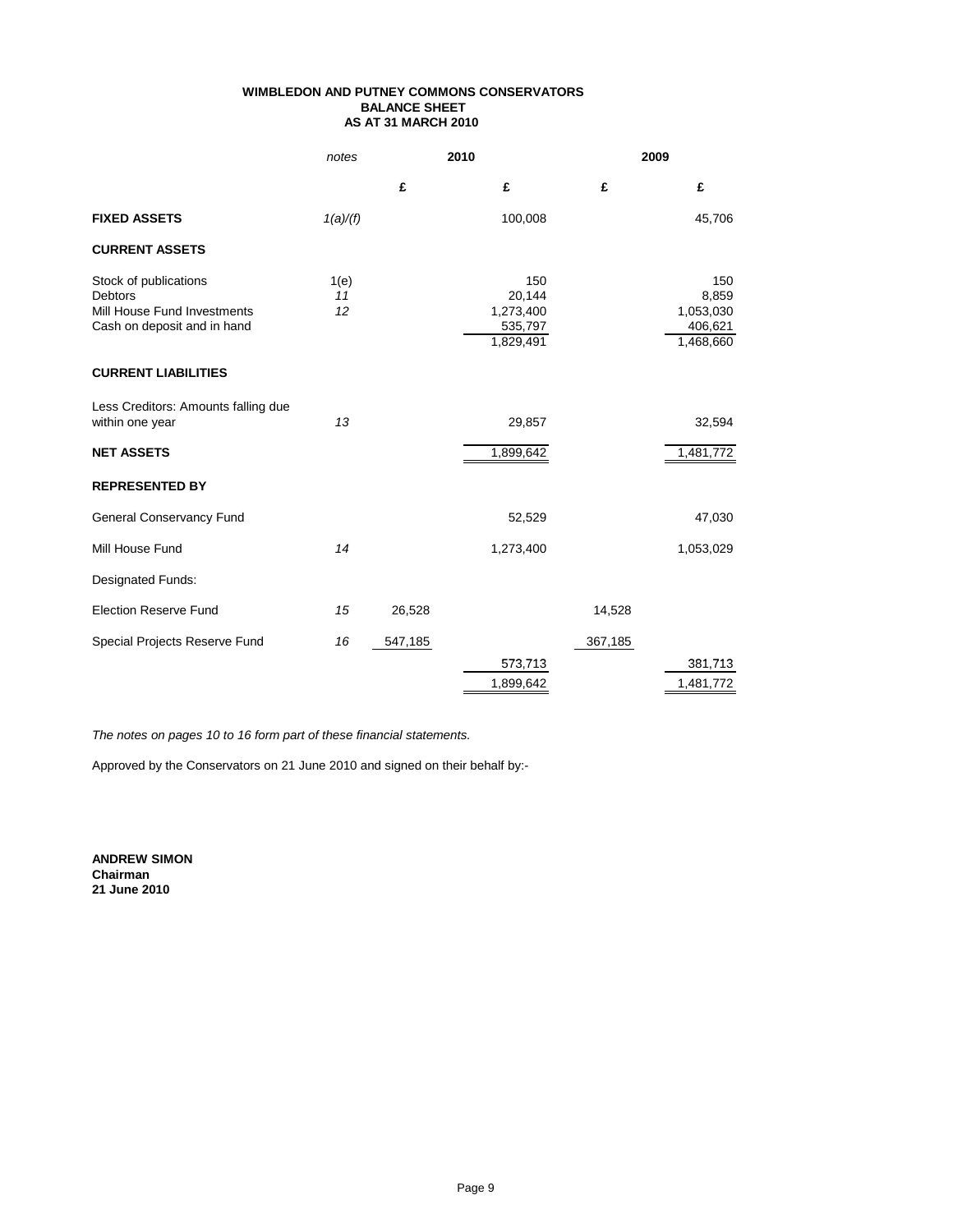# WIMBLEDON AND PUTNEY COMMONS CONSERVATORS
## BALANCE SHEET
## AS AT 31 MARCH 2010

| | *notes* | 2010 | | 2009 | |
|---|---|---|---|---|---|
| | | £ | £ | £ | £ |
| **FIXED ASSETS** | *1(a)/(f)* | | 100,008 | | 45,706 |
| **CURRENT ASSETS** | | | | | |
| Stock of publications | 1(e) | | 150 | | 150 |
| Debtors | *11* | | 20,144 | | 8,859 |
| Mill House Fund Investments | *12* | | 1,273,400 | | 1,053,030 |
| Cash on deposit and in hand | | | 535,797 | | 406,621 |
| | | | 1,829,491 | | 1,468,660 |
| **CURRENT LIABILITIES** | | | | | |
| Less Creditors: Amounts falling due within one year | *13* | | 29,857 | | 32,594 |
| **NET ASSETS** | | | 1,899,642 | | 1,481,772 |
| **REPRESENTED BY** | | | | | |
| General Conservancy Fund | | | 52,529 | | 47,030 |
| Mill House Fund | *14* | | 1,273,400 | | 1,053,029 |
| Designated Funds: | | | | | |
| Election Reserve Fund | *15* | 26,528 | | 14,528 | |
| Special Projects Reserve Fund | *16* | 547,185 | | 367,185 | |
| | | | 573,713 | | 381,713 |
| | | | 1,899,642 | | 1,481,772 |

*The notes on pages 10 to 16 form part of these financial statements.*

Approved by the Conservators on 21 June 2010 and signed on their behalf by:-

**ANDREW SIMON**
**Chairman**
**21 June 2010**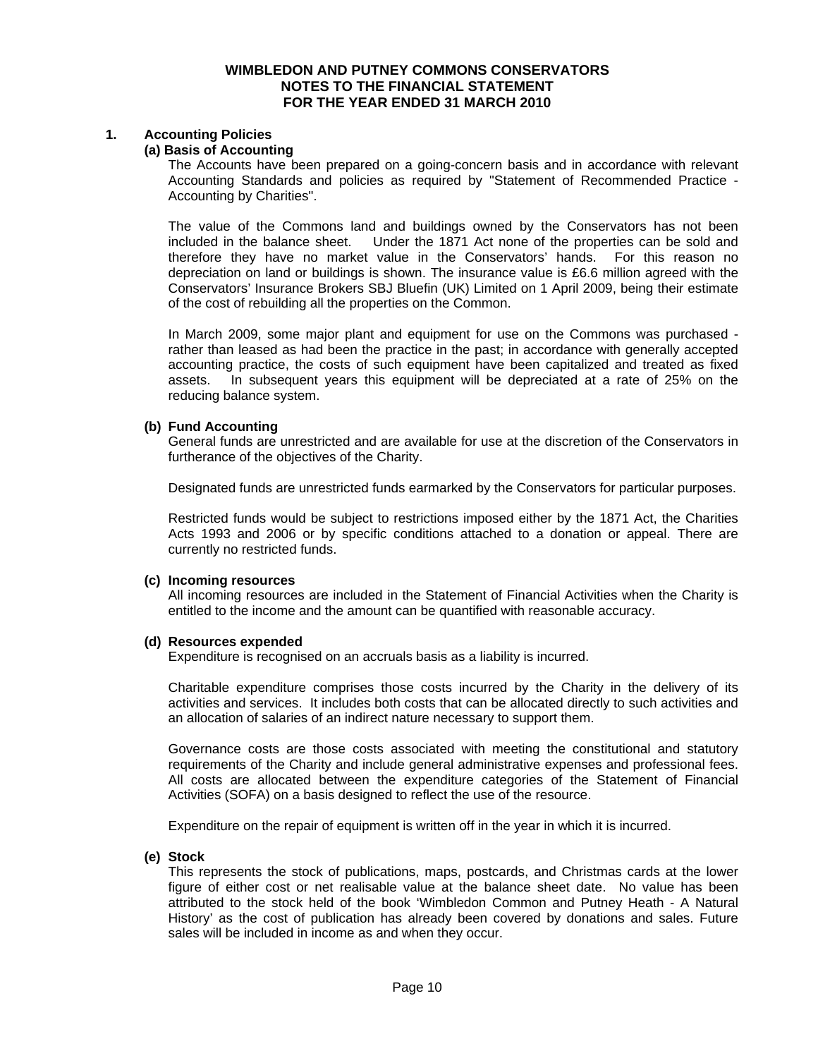# WIMBLEDON AND PUTNEY COMMONS CONSERVATORS
## NOTES TO THE FINANCIAL STATEMENT
## FOR THE YEAR ENDED 31 MARCH 2010

### 1. Accounting Policies

#### (a) Basis of Accounting

The Accounts have been prepared on a going-concern basis and in accordance with relevant Accounting Standards and policies as required by "Statement of Recommended Practice - Accounting by Charities".

The value of the Commons land and buildings owned by the Conservators has not been included in the balance sheet. Under the 1871 Act none of the properties can be sold and therefore they have no market value in the Conservators' hands. For this reason no depreciation on land or buildings is shown. The insurance value is £6.6 million agreed with the Conservators' Insurance Brokers SBJ Bluefin (UK) Limited on 1 April 2009, being their estimate of the cost of rebuilding all the properties on the Common.

In March 2009, some major plant and equipment for use on the Commons was purchased - rather than leased as had been the practice in the past; in accordance with generally accepted accounting practice, the costs of such equipment have been capitalized and treated as fixed assets. In subsequent years this equipment will be depreciated at a rate of 25% on the reducing balance system.

#### (b) Fund Accounting

General funds are unrestricted and are available for use at the discretion of the Conservators in furtherance of the objectives of the Charity.

Designated funds are unrestricted funds earmarked by the Conservators for particular purposes.

Restricted funds would be subject to restrictions imposed either by the 1871 Act, the Charities Acts 1993 and 2006 or by specific conditions attached to a donation or appeal. There are currently no restricted funds.

#### (c) Incoming resources

All incoming resources are included in the Statement of Financial Activities when the Charity is entitled to the income and the amount can be quantified with reasonable accuracy.

#### (d) Resources expended

Expenditure is recognised on an accruals basis as a liability is incurred.

Charitable expenditure comprises those costs incurred by the Charity in the delivery of its activities and services. It includes both costs that can be allocated directly to such activities and an allocation of salaries of an indirect nature necessary to support them.

Governance costs are those costs associated with meeting the constitutional and statutory requirements of the Charity and include general administrative expenses and professional fees. All costs are allocated between the expenditure categories of the Statement of Financial Activities (SOFA) on a basis designed to reflect the use of the resource.

Expenditure on the repair of equipment is written off in the year in which it is incurred.

#### (e) Stock

This represents the stock of publications, maps, postcards, and Christmas cards at the lower figure of either cost or net realisable value at the balance sheet date. No value has been attributed to the stock held of the book 'Wimbledon Common and Putney Heath - A Natural History' as the cost of publication has already been covered by donations and sales. Future sales will be included in income as and when they occur.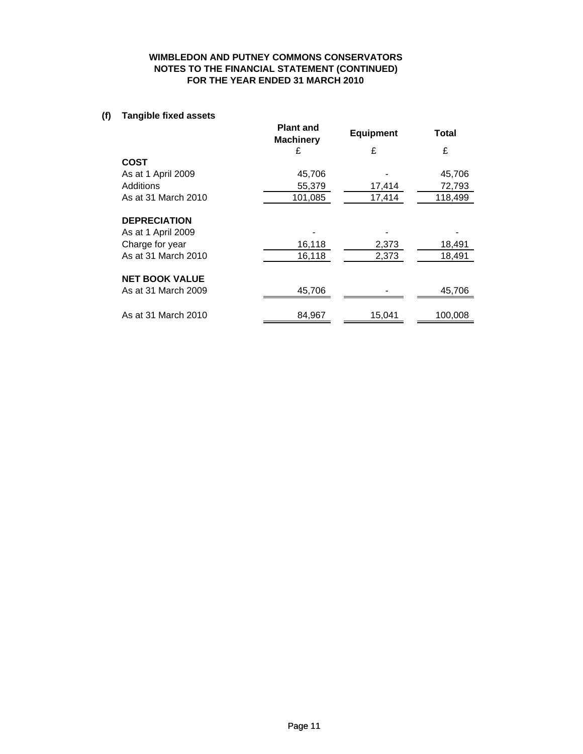# WIMBLEDON AND PUTNEY COMMONS CONSERVATORS
## NOTES TO THE FINANCIAL STATEMENT (CONTINUED)
## FOR THE YEAR ENDED 31 MARCH 2010

### (f) Tangible fixed assets

| | Plant and Machinery | Equipment | Total |
|---|---|---|---|
| | £ | £ | £ |
| **COST** | | | |
| As at 1 April 2009 | 45,706 | - | 45,706 |
| Additions | 55,379 | 17,414 | 72,793 |
| As at 31 March 2010 | 101,085 | 17,414 | 118,499 |
| **DEPRECIATION** | | | |
| As at 1 April 2009 | - | - | - |
| Charge for year | 16,118 | 2,373 | 18,491 |
| As at 31 March 2010 | 16,118 | 2,373 | 18,491 |
| **NET BOOK VALUE** | | | |
| As at 31 March 2009 | 45,706 | - | 45,706 |
| As at 31 March 2010 | 84,967 | 15,041 | 100,008 |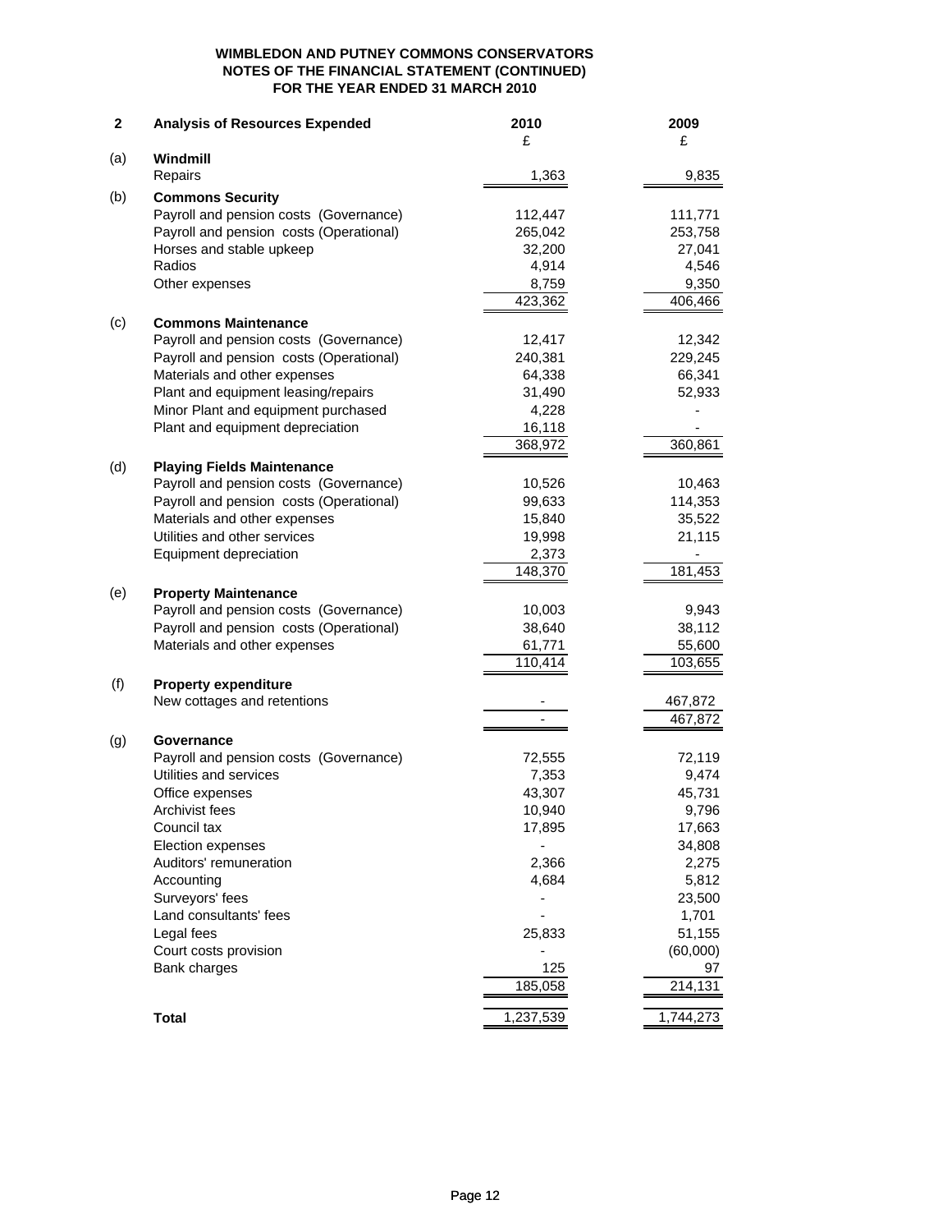**WIMBLEDON AND PUTNEY COMMONS CONSERVATORS**
**NOTES OF THE FINANCIAL STATEMENT (CONTINUED)**
**FOR THE YEAR ENDED 31 MARCH 2010**

| **2** | **Analysis of Resources Expended** | **2010** £ | **2009** £ |
|---|---|---|---|
| (a) | **Windmill** | | |
| | Repairs | 1,363 | 9,835 |
| (b) | **Commons Security** | | |
| | Payroll and pension costs (Governance) | 112,447 | 111,771 |
| | Payroll and pension costs (Operational) | 265,042 | 253,758 |
| | Horses and stable upkeep | 32,200 | 27,041 |
| | Radios | 4,914 | 4,546 |
| | Other expenses | 8,759 | 9,350 |
| | | 423,362 | 406,466 |
| (c) | **Commons Maintenance** | | |
| | Payroll and pension costs (Governance) | 12,417 | 12,342 |
| | Payroll and pension costs (Operational) | 240,381 | 229,245 |
| | Materials and other expenses | 64,338 | 66,341 |
| | Plant and equipment leasing/repairs | 31,490 | 52,933 |
| | Minor Plant and equipment purchased | 4,228 | - |
| | Plant and equipment depreciation | 16,118 | - |
| | | 368,972 | 360,861 |
| (d) | **Playing Fields Maintenance** | | |
| | Payroll and pension costs (Governance) | 10,526 | 10,463 |
| | Payroll and pension costs (Operational) | 99,633 | 114,353 |
| | Materials and other expenses | 15,840 | 35,522 |
| | Utilities and other services | 19,998 | 21,115 |
| | Equipment depreciation | 2,373 | - |
| | | 148,370 | 181,453 |
| (e) | **Property Maintenance** | | |
| | Payroll and pension costs (Governance) | 10,003 | 9,943 |
| | Payroll and pension costs (Operational) | 38,640 | 38,112 |
| | Materials and other expenses | 61,771 | 55,600 |
| | | 110,414 | 103,655 |
| (f) | **Property expenditure** | | |
| | New cottages and retentions | - | 467,872 |
| | | - | 467,872 |
| (g) | **Governance** | | |
| | Payroll and pension costs (Governance) | 72,555 | 72,119 |
| | Utilities and services | 7,353 | 9,474 |
| | Office expenses | 43,307 | 45,731 |
| | Archivist fees | 10,940 | 9,796 |
| | Council tax | 17,895 | 17,663 |
| | Election expenses | - | 34,808 |
| | Auditors' remuneration | 2,366 | 2,275 |
| | Accounting | 4,684 | 5,812 |
| | Surveyors' fees | - | 23,500 |
| | Land consultants' fees | - | 1,701 |
| | Legal fees | 25,833 | 51,155 |
| | Court costs provision | - | (60,000) |
| | Bank charges | 125 | 97 |
| | | 185,058 | 214,131 |
| | **Total** | 1,237,539 | 1,744,273 |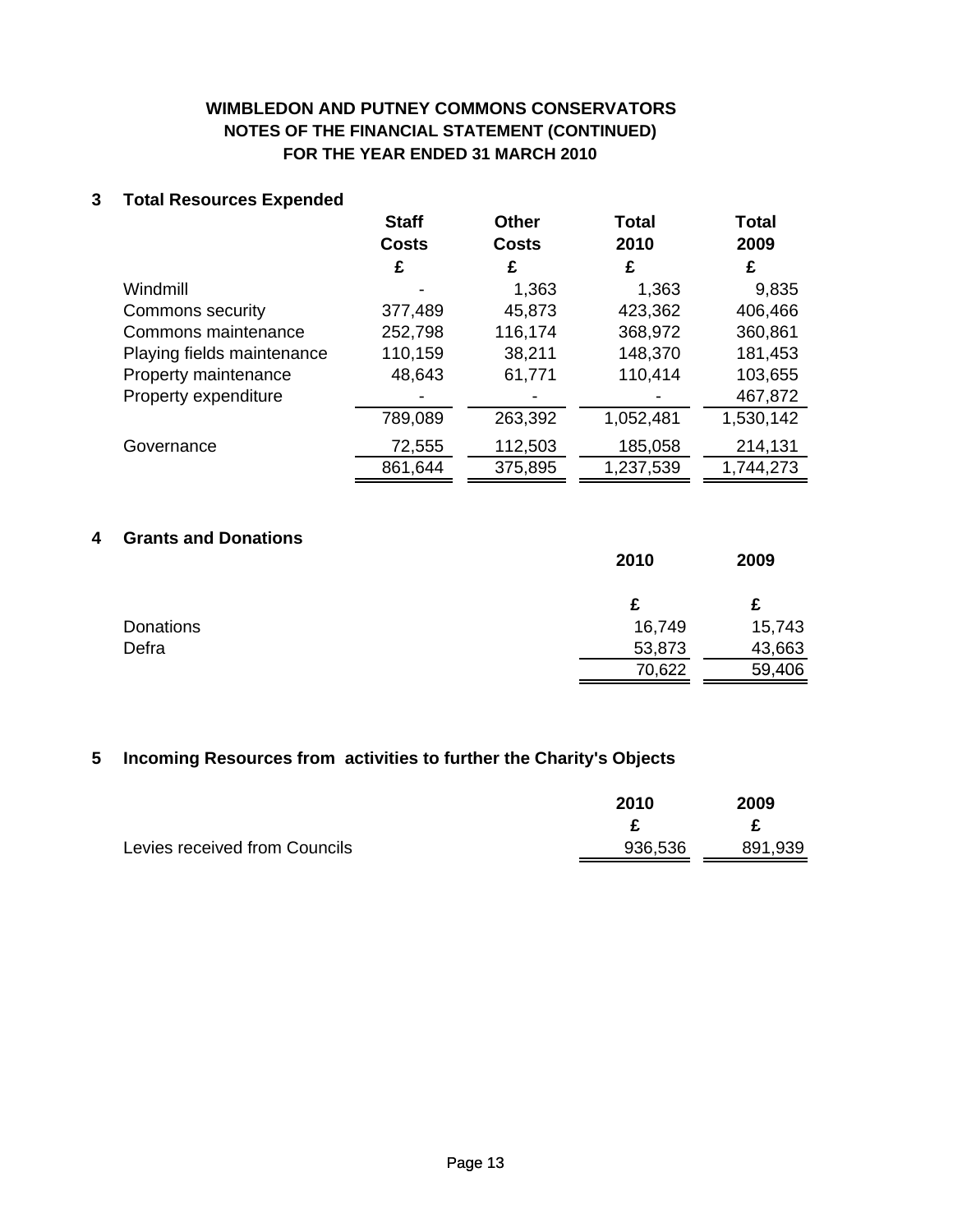# WIMBLEDON AND PUTNEY COMMONS CONSERVATORS
## NOTES OF THE FINANCIAL STATEMENT (CONTINUED)
## FOR THE YEAR ENDED 31 MARCH 2010

### 3 Total Resources Expended

| | Staff Costs | Other Costs | Total 2010 | Total 2009 |
|---|---|---|---|---|
| | £ | £ | £ | £ |
| Windmill | - | 1,363 | 1,363 | 9,835 |
| Commons security | 377,489 | 45,873 | 423,362 | 406,466 |
| Commons maintenance | 252,798 | 116,174 | 368,972 | 360,861 |
| Playing fields maintenance | 110,159 | 38,211 | 148,370 | 181,453 |
| Property maintenance | 48,643 | 61,771 | 110,414 | 103,655 |
| Property expenditure | - | - | - | 467,872 |
| | 789,089 | 263,392 | 1,052,481 | 1,530,142 |
| Governance | 72,555 | 112,503 | 185,058 | 214,131 |
| | 861,644 | 375,895 | 1,237,539 | 1,744,273 |

### 4 Grants and Donations

| | 2010 | 2009 |
|---|---|---|
| | £ | £ |
| Donations | 16,749 | 15,743 |
| Defra | 53,873 | 43,663 |
| | 70,622 | 59,406 |

### 5 Incoming Resources from activities to further the Charity's Objects

| | 2010 | 2009 |
|---|---|---|
| | £ | £ |
| Levies received from Councils | 936,536 | 891,939 |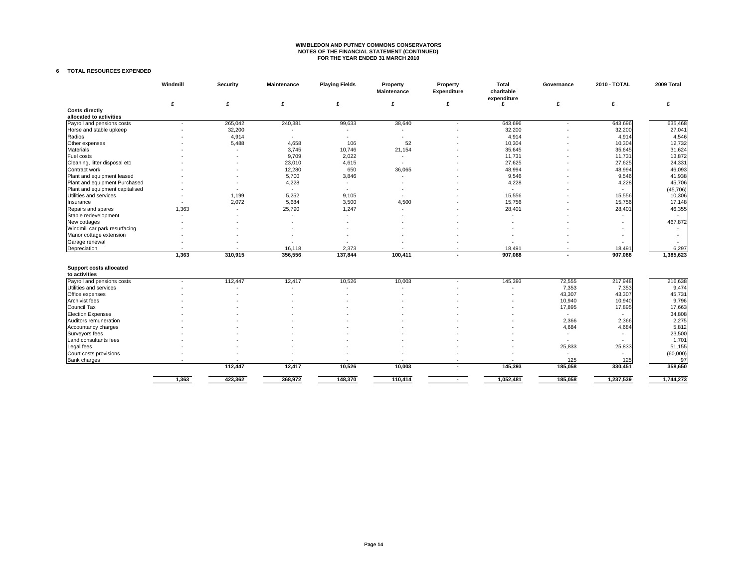**WIMBLEDON AND PUTNEY COMMONS CONSERVATORS**
**NOTES OF THE FINANCIAL STATEMENT (CONTINUED)**
**FOR THE YEAR ENDED 31 MARCH 2010**

## 6 TOTAL RESOURCES EXPENDED

| | Windmill | Security | Maintenance | Playing Fields | Property Maintenance | Property Expenditure | Total charitable expenditure | Governance | 2010 - TOTAL | 2009 Total |
|---|---|---|---|---|---|---|---|---|---|---|
| | £ | £ | £ | £ | £ | £ | £ | £ | £ | £ |
| **Costs directly allocated to activities** | | | | | | | | | | |
| Payroll and pensions costs | - | 265,042 | 240,381 | 99,633 | 38,640 | - | 643,696 | - | 643,696 | 635,468 |
| Horse and stable upkeep | - | 32,200 | - | - | - | - | 32,200 | - | 32,200 | 27,041 |
| Radios | - | 4,914 | - | - | - | - | 4,914 | - | 4,914 | 4,546 |
| Other expenses | - | 5,488 | 4,658 | 106 | 52 | - | 10,304 | - | 10,304 | 12,732 |
| Materials | - | - | 3,745 | 10,746 | 21,154 | - | 35,645 | - | 35,645 | 31,624 |
| Fuel costs | - | - | 9,709 | 2,022 | - | - | 11,731 | - | 11,731 | 13,872 |
| Cleaning, litter disposal etc | - | - | 23,010 | 4,615 | - | - | 27,625 | - | 27,625 | 24,331 |
| Contract work | - | - | 12,280 | 650 | 36,065 | - | 48,994 | - | 48,994 | 46,093 |
| Plant and equipment leased | - | - | 5,700 | 3,846 | - | - | 9,546 | - | 9,546 | 41,938 |
| Plant and equipment Purchased | - | - | 4,228 | - | - | - | 4,228 | - | 4,228 | 45,706 |
| Plant and equipment capitalised | - | - | - | - | - | - | - | - | - | (45,706) |
| Utilities and services | - | 1,199 | 5,252 | 9,105 | - | - | 15,556 | - | 15,556 | 10,306 |
| Insurance | - | 2,072 | 5,684 | 3,500 | 4,500 | - | 15,756 | - | 15,756 | 17,148 |
| Repairs and spares | 1,363 | - | 25,790 | 1,247 | - | - | 28,401 | - | 28,401 | 46,355 |
| Stable redevelopment | - | - | - | - | - | - | - | - | - | - |
| New cottages | - | - | - | - | - | - | - | - | - | 467,872 |
| Windmill car park resurfacing | - | - | - | - | - | - | - | - | - | - |
| Manor cottage extension | - | - | - | - | - | - | - | - | - | - |
| Garage renewal | - | - | - | - | - | - | - | - | - | - |
| Depreciation | - | - | 16,118 | 2,373 | - | - | 18,491 | - | 18,491 | 6,297 |
| | **1,363** | **310,915** | **356,556** | **137,844** | **100,411** | **-** | **907,088** | **-** | **907,088** | **1,385,623** |
| **Support costs allocated to activities** | | | | | | | | | | |
| Payroll and pensions costs | - | 112,447 | 12,417 | 10,526 | 10,003 | - | 145,393 | 72,555 | 217,948 | 216,638 |
| Utilities and services | - | - | - | - | - | - | - | 7,353 | 7,353 | 9,474 |
| Office expenses | - | - | - | - | - | - | - | 43,307 | 43,307 | 45,731 |
| Archivist fees | - | - | - | - | - | - | - | 10,940 | 10,940 | 9,796 |
| Council Tax | - | - | - | - | - | - | - | 17,895 | 17,895 | 17,663 |
| Election Expenses | - | - | - | - | - | - | - | - | - | 34,808 |
| Auditors remuneration | - | - | - | - | - | - | - | 2,366 | 2,366 | 2,275 |
| Accountancy charges | - | - | - | - | - | - | - | 4,684 | 4,684 | 5,812 |
| Surveyors fees | - | - | - | - | - | - | - | - | - | 23,500 |
| Land consultants fees | - | - | - | - | - | - | - | - | - | 1,701 |
| Legal fees | - | - | - | - | - | - | - | 25,833 | 25,833 | 51,155 |
| Court costs provisions | - | - | - | - | - | - | - | - | - | (60,000) |
| Bank charges | - | - | - | - | - | - | - | 125 | 125 | 97 |
| | | **112,447** | **12,417** | **10,526** | **10,003** | **-** | **145,393** | **185,058** | **330,451** | **358,650** |
| | **1,363** | **423,362** | **368,972** | **148,370** | **110,414** | **-** | **1,052,481** | **185,058** | **1,237,539** | **1,744,273** |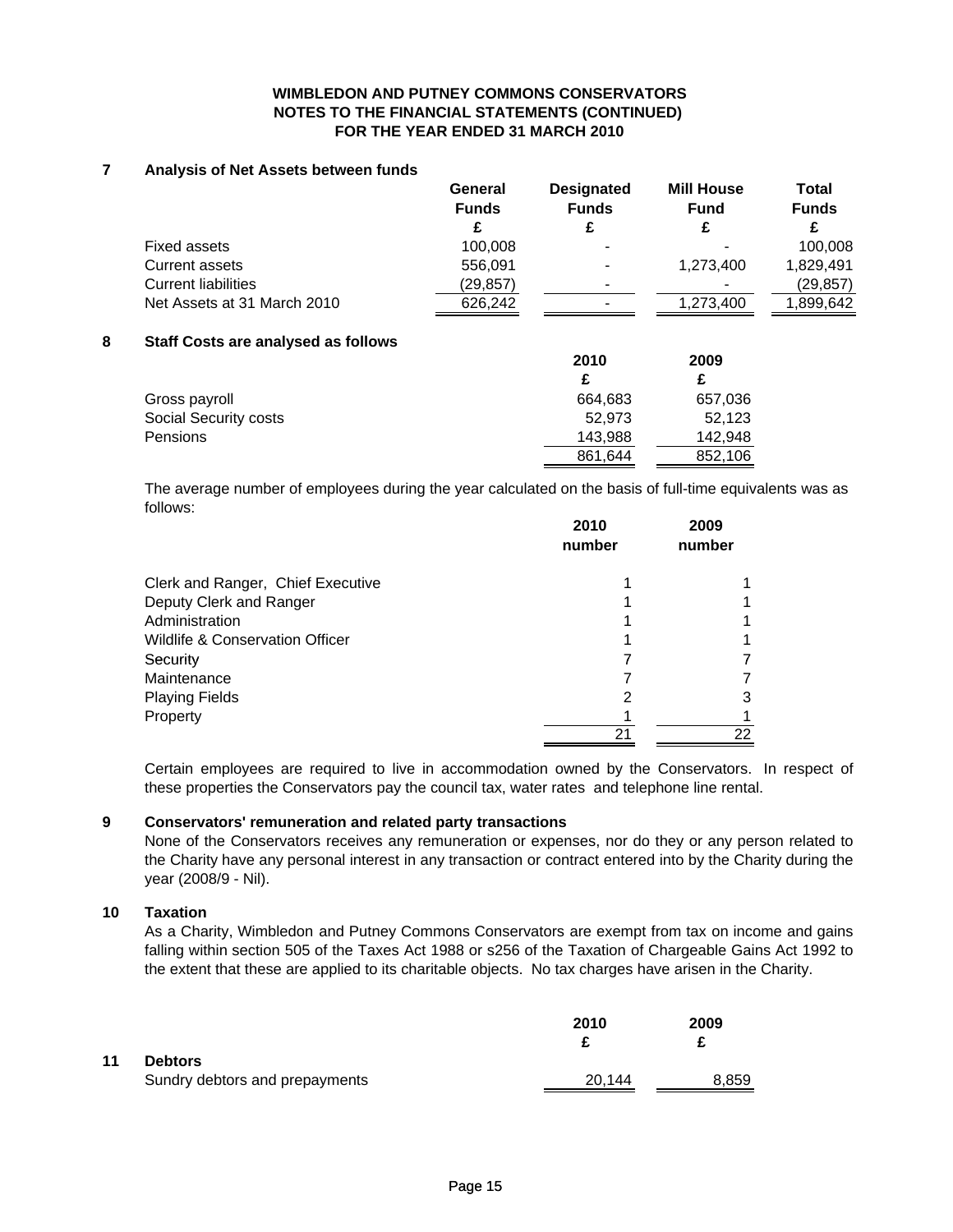# WIMBLEDON AND PUTNEY COMMONS CONSERVATORS
## NOTES TO THE FINANCIAL STATEMENTS (CONTINUED)
## FOR THE YEAR ENDED 31 MARCH 2010

### 7 Analysis of Net Assets between funds

| | General Funds £ | Designated Funds £ | Mill House Fund £ | Total Funds £ |
|---|---|---|---|---|
| Fixed assets | 100,008 | - | - | 100,008 |
| Current assets | 556,091 | - | 1,273,400 | 1,829,491 |
| Current liabilities | (29,857) | - | - | (29,857) |
| Net Assets at 31 March 2010 | 626,242 | - | 1,273,400 | 1,899,642 |

### 8 Staff Costs are analysed as follows

| | 2010 £ | 2009 £ |
|---|---|---|
| Gross payroll | 664,683 | 657,036 |
| Social Security costs | 52,973 | 52,123 |
| Pensions | 143,988 | 142,948 |
| | 861,644 | 852,106 |

The average number of employees during the year calculated on the basis of full-time equivalents was as follows:

| | 2010 number | 2009 number |
|---|---|---|
| Clerk and Ranger, Chief Executive | 1 | 1 |
| Deputy Clerk and Ranger | 1 | 1 |
| Administration | 1 | 1 |
| Wildlife & Conservation Officer | 1 | 1 |
| Security | 7 | 7 |
| Maintenance | 7 | 7 |
| Playing Fields | 2 | 3 |
| Property | 1 | 1 |
| | 21 | 22 |

Certain employees are required to live in accommodation owned by the Conservators. In respect of these properties the Conservators pay the council tax, water rates and telephone line rental.

### 9 Conservators' remuneration and related party transactions

None of the Conservators receives any remuneration or expenses, nor do they or any person related to the Charity have any personal interest in any transaction or contract entered into by the Charity during the year (2008/9 - Nil).

### 10 Taxation

As a Charity, Wimbledon and Putney Commons Conservators are exempt from tax on income and gains falling within section 505 of the Taxes Act 1988 or s256 of the Taxation of Chargeable Gains Act 1992 to the extent that these are applied to its charitable objects. No tax charges have arisen in the Charity.

### 11 Debtors

| | 2010 £ | 2009 £ |
|---|---|---|
| Sundry debtors and prepayments | 20,144 | 8,859 |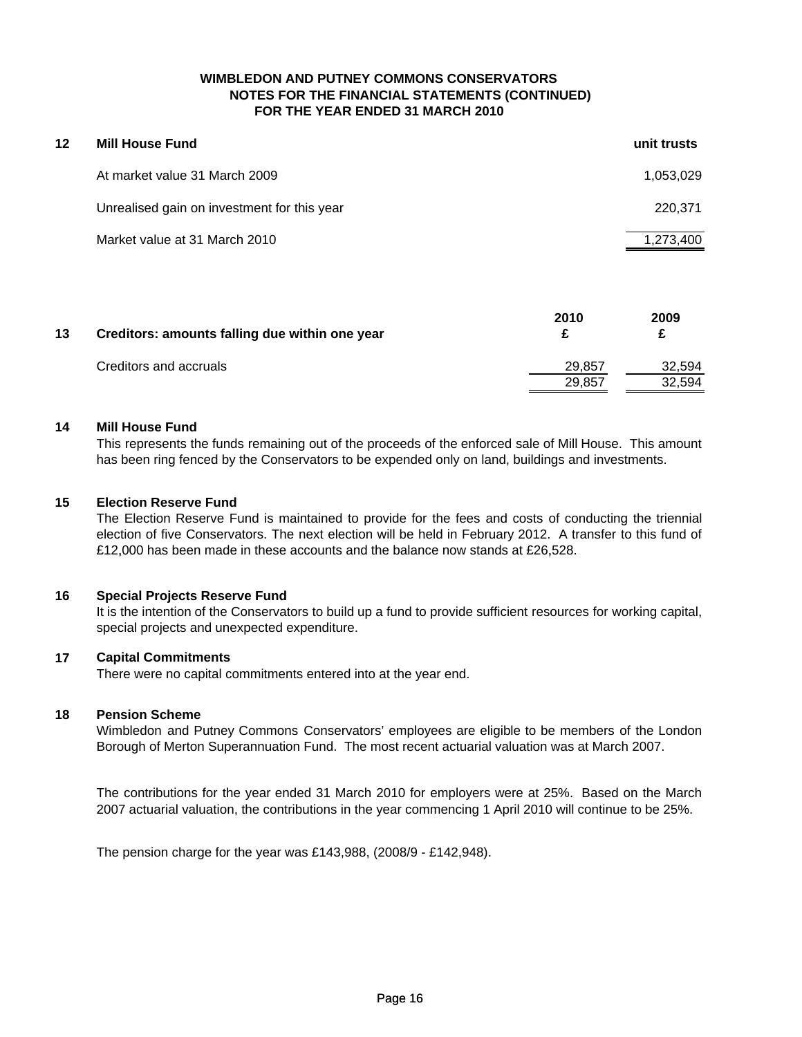# WIMBLEDON AND PUTNEY COMMONS CONSERVATORS
## NOTES FOR THE FINANCIAL STATEMENTS (CONTINUED)
## FOR THE YEAR ENDED 31 MARCH 2010

### 12 Mill House Fund

| | unit trusts |
|---|---|
| At market value 31 March 2009 | 1,053,029 |
| Unrealised gain on investment for this year | 220,371 |
| Market value at 31 March 2010 | 1,273,400 |

### 13 Creditors: amounts falling due within one year

| | 2010 £ | 2009 £ |
|---|---|---|
| Creditors and accruals | 29,857 | 32,594 |
| | 29,857 | 32,594 |

### 14 Mill House Fund

This represents the funds remaining out of the proceeds of the enforced sale of Mill House. This amount has been ring fenced by the Conservators to be expended only on land, buildings and investments.

### 15 Election Reserve Fund

The Election Reserve Fund is maintained to provide for the fees and costs of conducting the triennial election of five Conservators. The next election will be held in February 2012. A transfer to this fund of £12,000 has been made in these accounts and the balance now stands at £26,528.

### 16 Special Projects Reserve Fund

It is the intention of the Conservators to build up a fund to provide sufficient resources for working capital, special projects and unexpected expenditure.

### 17 Capital Commitments

There were no capital commitments entered into at the year end.

### 18 Pension Scheme

Wimbledon and Putney Commons Conservators' employees are eligible to be members of the London Borough of Merton Superannuation Fund. The most recent actuarial valuation was at March 2007.

The contributions for the year ended 31 March 2010 for employers were at 25%. Based on the March 2007 actuarial valuation, the contributions in the year commencing 1 April 2010 will continue to be 25%.

The pension charge for the year was £143,988, (2008/9 - £142,948).